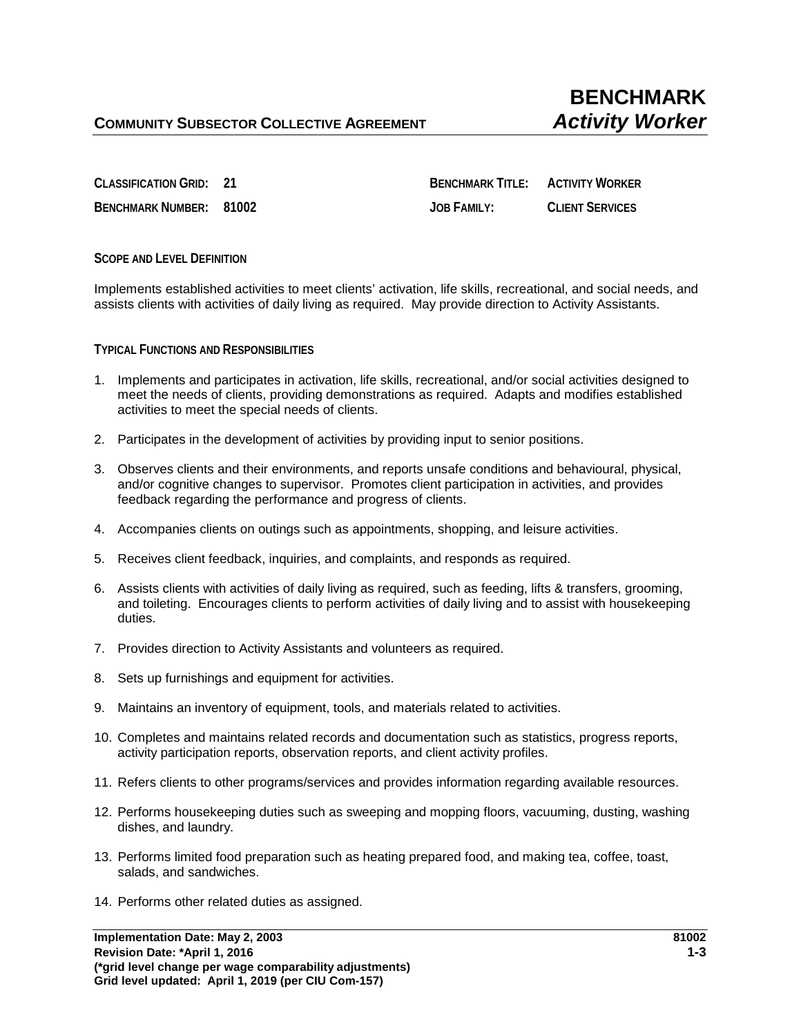**COMMUNITY SUBSECTOR COLLECTIVE AGREEMENT**

# BENCHMARK
## *Activity Worker*

**CLASSIFICATION GRID:** 21

**BENCHMARK NUMBER:** 81002

**BENCHMARK TITLE:** ACTIVITY WORKER

**JOB FAMILY:** CLIENT SERVICES

### SCOPE AND LEVEL DEFINITION

Implements established activities to meet clients' activation, life skills, recreational, and social needs, and assists clients with activities of daily living as required. May provide direction to Activity Assistants.

### TYPICAL FUNCTIONS AND RESPONSIBILITIES

1. Implements and participates in activation, life skills, recreational, and/or social activities designed to meet the needs of clients, providing demonstrations as required. Adapts and modifies established activities to meet the special needs of clients.
2. Participates in the development of activities by providing input to senior positions.
3. Observes clients and their environments, and reports unsafe conditions and behavioural, physical, and/or cognitive changes to supervisor. Promotes client participation in activities, and provides feedback regarding the performance and progress of clients.
4. Accompanies clients on outings such as appointments, shopping, and leisure activities.
5. Receives client feedback, inquiries, and complaints, and responds as required.
6. Assists clients with activities of daily living as required, such as feeding, lifts & transfers, grooming, and toileting. Encourages clients to perform activities of daily living and to assist with housekeeping duties.
7. Provides direction to Activity Assistants and volunteers as required.
8. Sets up furnishings and equipment for activities.
9. Maintains an inventory of equipment, tools, and materials related to activities.
10. Completes and maintains related records and documentation such as statistics, progress reports, activity participation reports, observation reports, and client activity profiles.
11. Refers clients to other programs/services and provides information regarding available resources.
12. Performs housekeeping duties such as sweeping and mopping floors, vacuuming, dusting, washing dishes, and laundry.
13. Performs limited food preparation such as heating prepared food, and making tea, coffee, toast, salads, and sandwiches.
14. Performs other related duties as assigned.

**Implementation Date: May 2, 2003**
**Revision Date: *April 1, 2016**
**(*grid level change per wage comparability adjustments)**
**Grid level updated: April 1, 2019 (per CIU Com-157)**

**81002**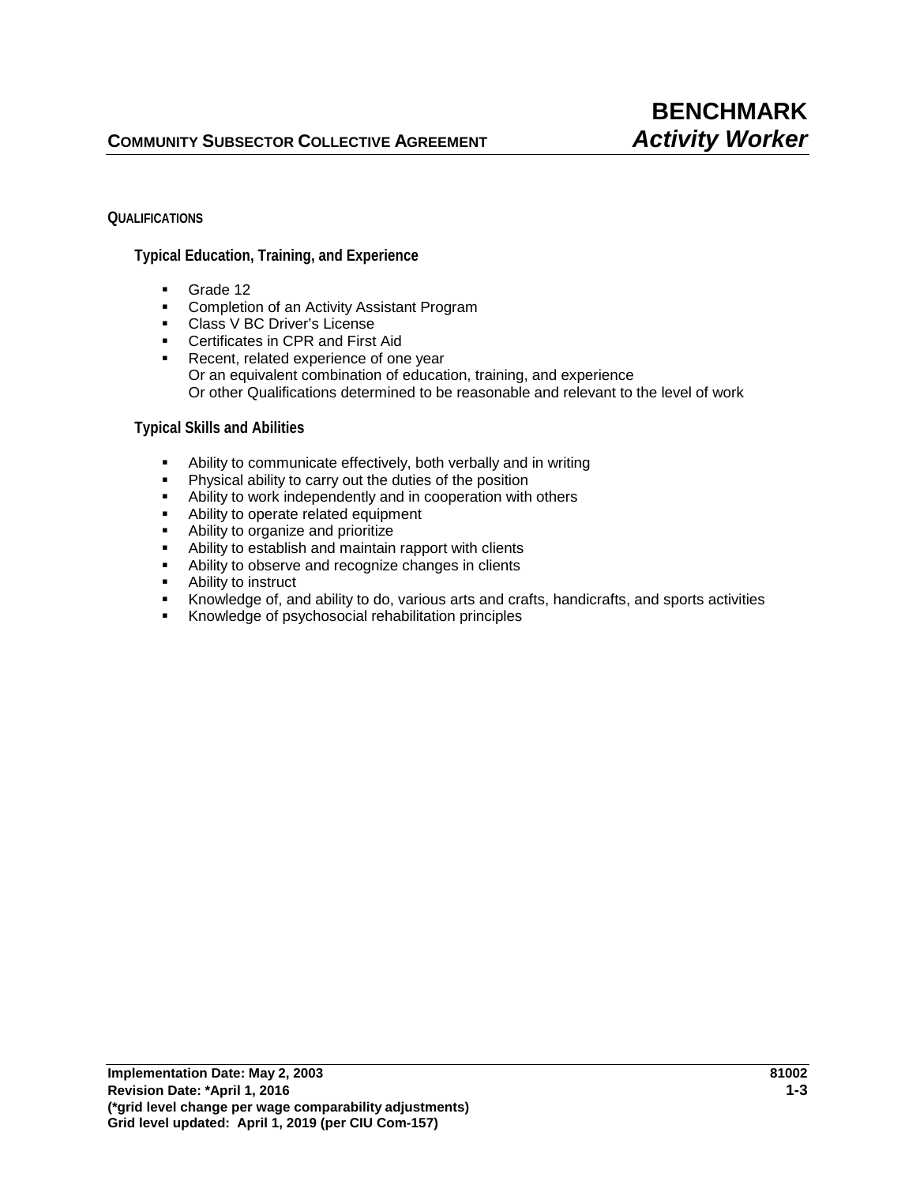## QUALIFICATIONS

### Typical Education, Training, and Experience

- Grade 12
- Completion of an Activity Assistant Program
- Class V BC Driver's License
- Certificates in CPR and First Aid
- Recent, related experience of one year
  Or an equivalent combination of education, training, and experience
  Or other Qualifications determined to be reasonable and relevant to the level of work

### Typical Skills and Abilities

- Ability to communicate effectively, both verbally and in writing
- Physical ability to carry out the duties of the position
- Ability to work independently and in cooperation with others
- Ability to operate related equipment
- Ability to organize and prioritize
- Ability to establish and maintain rapport with clients
- Ability to observe and recognize changes in clients
- Ability to instruct
- Knowledge of, and ability to do, various arts and crafts, handicrafts, and sports activities
- Knowledge of psychosocial rehabilitation principles